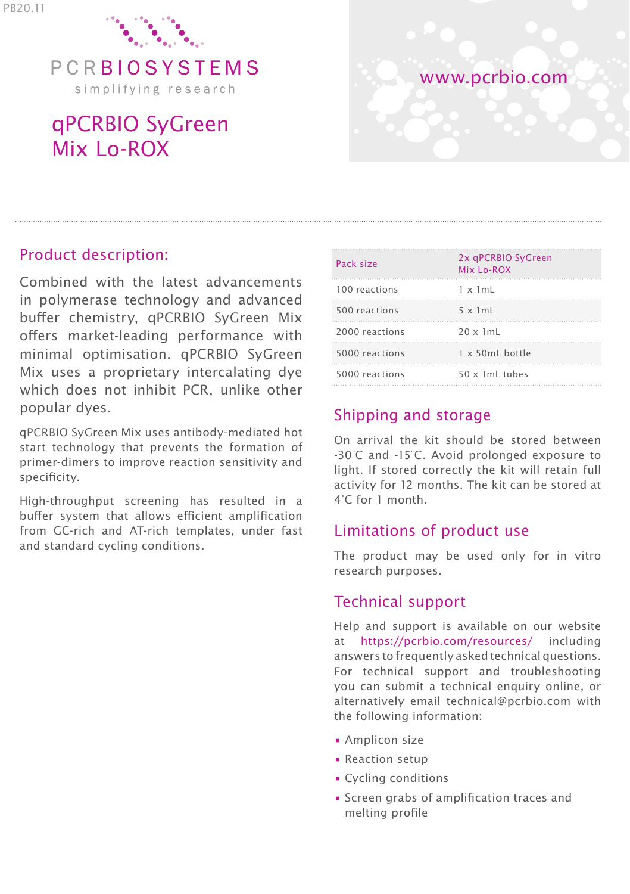PB20.11

PCRBIOSYSTEMS

simplifying research

# qPCRBIO SyGreen Mix Lo-ROX

www.pcrbio.com

## Product description:

Combined with the latest advancements in polymerase technology and advanced buffer chemistry, qPCRBIO SyGreen Mix offers market-leading performance with minimal optimisation. qPCRBIO SyGreen Mix uses a proprietary intercalating dye which does not inhibit PCR, unlike other popular dyes.

qPCRBIO SyGreen Mix uses antibody-mediated hot start technology that prevents the formation of primer-dimers to improve reaction sensitivity and specificity.

High-throughput screening has resulted in a buffer system that allows efficient amplification from GC-rich and AT-rich templates, under fast and standard cycling conditions.

| Pack size | 2x qPCRBIO SyGreen Mix Lo-ROX |
|---|---|
| 100 reactions | 1 x 1mL |
| 500 reactions | 5 x 1mL |
| 2000 reactions | 20 x 1mL |
| 5000 reactions | 1 x 50mL bottle |
| 5000 reactions | 50 x 1mL tubes |

## Shipping and storage

On arrival the kit should be stored between -30°C and -15°C. Avoid prolonged exposure to light. If stored correctly the kit will retain full activity for 12 months. The kit can be stored at 4°C for 1 month.

## Limitations of product use

The product may be used only for in vitro research purposes.

## Technical support

Help and support is available on our website at https://pcrbio.com/resources/ including answers to frequently asked technical questions. For technical support and troubleshooting you can submit a technical enquiry online, or alternatively email technical@pcrbio.com with the following information:

- Amplicon size
- Reaction setup
- Cycling conditions
- Screen grabs of amplification traces and melting profile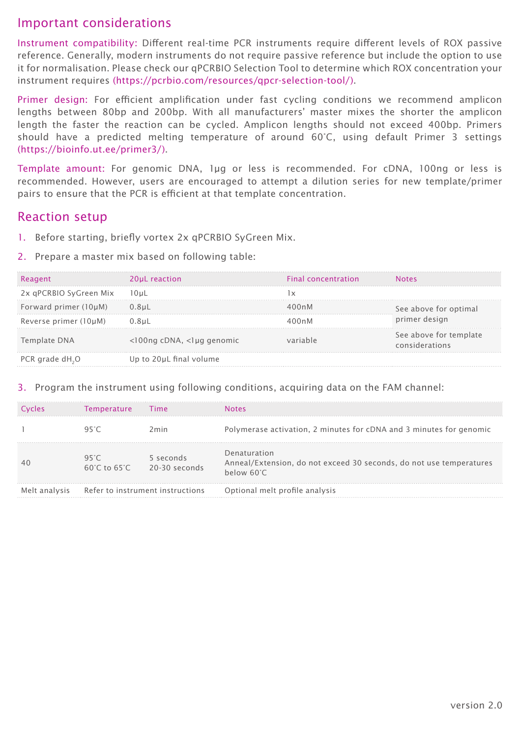## Important considerations

Instrument compatibility: Different real-time PCR instruments require different levels of ROX passive reference. Generally, modern instruments do not require passive reference but include the option to use it for normalisation. Please check our qPCRBIO Selection Tool to determine which ROX concentration your instrument requires (https://pcrbio.com/resources/qpcr-selection-tool/).

Primer design: For efficient amplification under fast cycling conditions we recommend amplicon lengths between 80bp and 200bp. With all manufacturers' master mixes the shorter the amplicon length the faster the reaction can be cycled. Amplicon lengths should not exceed 400bp. Primers should have a predicted melting temperature of around 60°C, using default Primer 3 settings (https://bioinfo.ut.ee/primer3/).

Template amount: For genomic DNA, 1µg or less is recommended. For cDNA, 100ng or less is recommended. However, users are encouraged to attempt a dilution series for new template/primer pairs to ensure that the PCR is efficient at that template concentration.

## Reaction setup

1. Before starting, briefly vortex 2x qPCRBIO SyGreen Mix.
2. Prepare a master mix based on following table:

| Reagent | 20µL reaction | Final concentration | Notes |
|---|---|---|---|
| 2x qPCRBIO SyGreen Mix | 10µL | 1x | |
| Forward primer (10µM) | 0.8µL | 400nM | See above for optimal primer design |
| Reverse primer (10µM) | 0.8µL | 400nM | |
| Template DNA | <100ng cDNA, <1µg genomic | variable | See above for template considerations |
| PCR grade $dH_2O$ | Up to 20µL final volume | | |

3. Program the instrument using following conditions, acquiring data on the FAM channel:

| Cycles | Temperature | Time | Notes |
|---|---|---|---|
| 1 | 95°C | 2min | Polymerase activation, 2 minutes for cDNA and 3 minutes for genomic |
| 40 | 95°C<br>60°C to 65°C | 5 seconds<br>20-30 seconds | Denaturation<br>Anneal/Extension, do not exceed 30 seconds, do not use temperatures below 60°C |
| Melt analysis | Refer to instrument instructions | | Optional melt profile analysis |

version 2.0